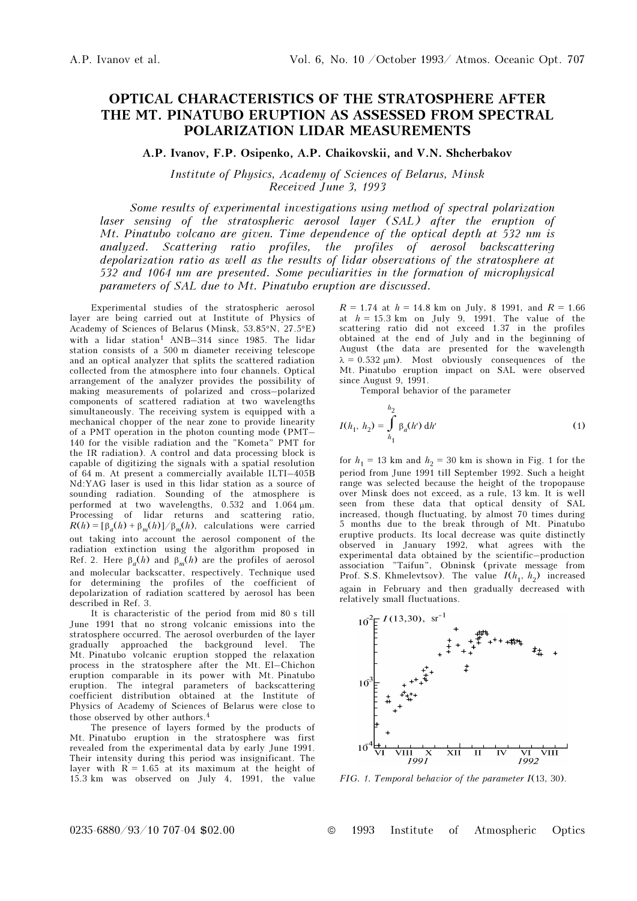# OPTICAL CHARACTERISTICS OF THE STRATOSPHERE AFTER THE MT. PINATUBO ERUPTION AS ASSESSED FROM SPECTRAL POLARIZATION LIDAR MEASUREMENTS

**A.P. Ivanov, F.P. Osipenko, A.P. Chaikovskii, and V.N. Shcherbakov**

*Institute of Physics, Academy of Sciences of Belarus, Minsk*
*Received June 3, 1993*

*Some results of experimental investigations using method of spectral polarization laser sensing of the stratospheric aerosol layer (SAL) after the eruption of Mt. Pinatubo volcano are given. Time dependence of the optical depth at 532 nm is analyzed. Scattering ratio profiles, the profiles of aerosol backscattering depolarization ratio as well as the results of lidar observations of the stratosphere at 532 and 1064 nm are presented. Some peculiarities in the formation of microphysical parameters of SAL due to Mt. Pinatubo eruption are discussed.*

Experimental studies of the stratospheric aerosol layer are being carried out at Institute of Physics of Academy of Sciences of Belarus (Minsk, 53.85°N, 27.5°E) with a lidar station[1] ANB–314 since 1985. The lidar station consists of a 500 m diameter receiving telescope and an optical analyzer that splits the scattered radiation collected from the atmosphere into four channels. Optical arrangement of the analyzer provides the possibility of making measurements of polarized and cross–polarized components of scattered radiation at two wavelengths simultaneously. The receiving system is equipped with a mechanical chopper of the near zone to provide linearity of a PMT operation in the photon counting mode (PMT–140 for the visible radiation and the "Kometa" PMT for the IR radiation). A control and data processing block is capable of digitizing the signals with a spatial resolution of 64 m. At present a commercially available ILTI–405B Nd:YAG laser is used in this lidar station as a source of sounding radiation. Sounding of the atmosphere is performed at two wavelengths, 0.532 and 1.064 μm. Processing of lidar returns and scattering ratio, $R(h) = [\beta_a(h) + \beta_m(h)]/\beta_m(h)$, calculations were carried out taking into account the aerosol component of the radiation extinction using the algorithm proposed in Ref. 2. Here $\beta_a(h)$ and $\beta_m(h)$ are the profiles of aerosol and molecular backscatter, respectively. Technique used for determining the profiles of the coefficient of depolarization of radiation scattered by aerosol has been described in Ref. 3.

It is characteristic of the period from mid 80 s till June 1991 that no strong volcanic emissions into the stratosphere occurred. The aerosol overburden of the layer gradually approached the background level. The Mt. Pinatubo volcanic eruption stopped the relaxation process in the stratosphere after the Mt. El–Chichon eruption comparable in its power with Mt. Pinatubo eruption. The integral parameters of backscattering coefficient distribution obtained at the Institute of Physics of Academy of Sciences of Belarus were close to those observed by other authors.[4]

The presence of layers formed by the products of Mt. Pinatubo eruption in the stratosphere was first revealed from the experimental data by early June 1991. Their intensity during this period was insignificant. The layer with R = 1.65 at its maximum at the height of 15.3 km was observed on July 4, 1991, the value $R = 1.74$ at $h = 14.8$ km on July, 8 1991, and $R = 1.66$ at $h = 15.3$ km on July 9, 1991. The value of the scattering ratio did not exceed 1.37 in the profiles obtained at the end of July and in the beginning of August (the data are presented for the wavelength $\lambda = 0.532$ μm). Most obviously consequences of the Mt. Pinatubo eruption impact on SAL were observed since August 9, 1991.

Temporal behavior of the parameter

$$I(h_1, h_2) = \int\limits_{h_1}^{h_2} \beta_a(h')\,\mathrm{d}h' \tag{1}$$

for $h_1 = 13$ km and $h_2 = 30$ km is shown in Fig. 1 for the period from June 1991 till September 1992. Such a height range was selected because the height of the tropopause over Minsk does not exceed, as a rule, 13 km. It is well seen from these data that optical density of SAL increased, though fluctuating, by almost 70 times during 5 months due to the break through of Mt. Pinatubo eruptive products. Its local decrease was quite distinctly observed in January 1992, what agrees with the experimental data obtained by the scientific–production association "Taifun", Obninsk (private message from Prof. S.S. Khmelevtsov). The value $I(h_1, h_2)$ increased again in February and then gradually decreased with relatively small fluctuations.

FIG. 1. Temporal behavior of the parameter $I(13, 30)$.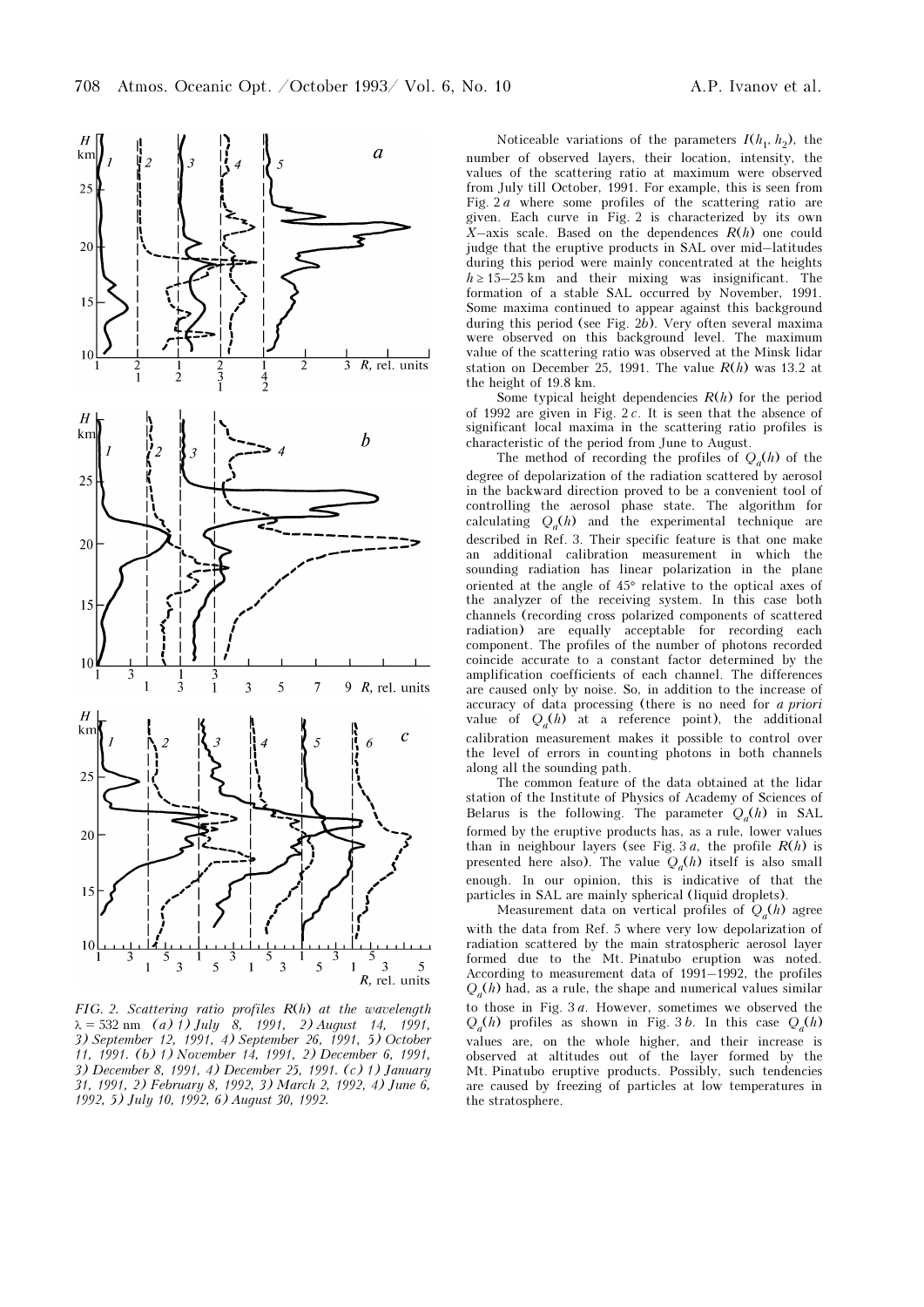FIG. 2. *Scattering ratio profiles R(h) at the wavelength $\lambda$ = 532 nm (a) 1) July 8, 1991, 2) August 14, 1991, 3) September 12, 1991, 4) September 26, 1991, 5) October 11, 1991. (b) 1) November 14, 1991, 2) December 6, 1991, 3) December 8, 1991, 4) December 25, 1991. (c) 1) January 31, 1991, 2) February 8, 1992, 3) March 2, 1992, 4) June 6, 1992, 5) July 10, 1992, 6) August 30, 1992.*

Noticeable variations of the parameters $I(h_1, h_2)$, the number of observed layers, their location, intensity, the values of the scattering ratio at maximum were observed from July till October, 1991. For example, this is seen from Fig. 2*a* where some profiles of the scattering ratio are given. Each curve in Fig. 2 is characterized by its own $X$–axis scale. Based on the dependences $R(h)$ one could judge that the eruptive products in SAL over mid–latitudes during this period were mainly concentrated at the heights $h \ge 15$–25 km and their mixing was insignificant. The formation of a stable SAL occurred by November, 1991. Some maxima continued to appear against this background during this period (see Fig. 2*b*). Very often several maxima were observed on this background level. The maximum value of the scattering ratio was observed at the Minsk lidar station on December 25, 1991. The value $R(h)$ was 13.2 at the height of 19.8 km.

Some typical height dependencies $R(h)$ for the period of 1992 are given in Fig. 2*c*. It is seen that the absence of significant local maxima in the scattering ratio profiles is characteristic of the period from June to August.

The method of recording the profiles of $Q_a(h)$ of the degree of depolarization of the radiation scattered by aerosol in the backward direction proved to be a convenient tool of controlling the aerosol phase state. The algorithm for calculating $Q_a(h)$ and the experimental technique are described in Ref. 3. Their specific feature is that one make an additional calibration measurement in which the sounding radiation has linear polarization in the plane oriented at the angle of 45° relative to the optical axes of the analyzer of the receiving system. In this case both channels (recording cross polarized components of scattered radiation) are equally acceptable for recording each component. The profiles of the number of photons recorded coincide accurate to a constant factor determined by the amplification coefficients of each channel. The differences are caused only by noise. So, in addition to the increase of accuracy of data processing (there is no need for *a priori* value of $Q_a(h)$ at a reference point), the additional calibration measurement makes it possible to control over the level of errors in counting photons in both channels along all the sounding path.

The common feature of the data obtained at the lidar station of the Institute of Physics of Academy of Sciences of Belarus is the following. The parameter $Q_a(h)$ in SAL formed by the eruptive products has, as a rule, lower values than in neighbour layers (see Fig. 3*a*, the profile $R(h)$ is presented here also). The value $Q_a(h)$ itself is also small enough. In our opinion, this is indicative of that the particles in SAL are mainly spherical (liquid droplets).

Measurement data on vertical profiles of $Q_a(h)$ agree with the data from Ref. 5 where very low depolarization of radiation scattered by the main stratospheric aerosol layer formed due to the Mt. Pinatubo eruption was noted. According to measurement data of 1991–1992, the profiles $Q_a(h)$ had, as a rule, the shape and numerical values similar to those in Fig. 3*a*. However, sometimes we observed the $Q_a(h)$ profiles as shown in Fig. 3*b*. In this case $Q_a(h)$ values are, on the whole higher, and their increase is observed at altitudes out of the layer formed by the Mt. Pinatubo eruptive products. Possibly, such tendencies are caused by freezing of particles at low temperatures in the stratosphere.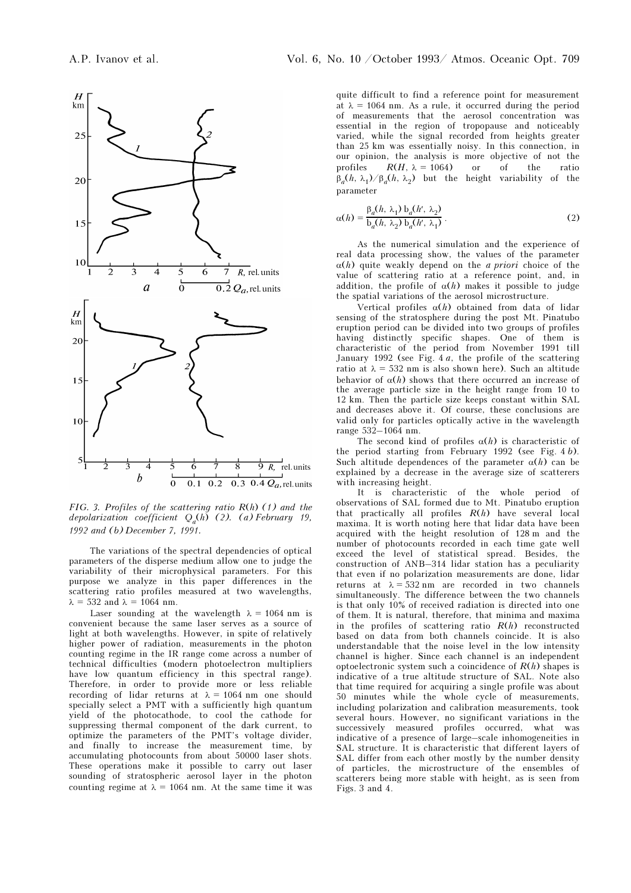FIG. 3. *Profiles of the scattering ratio R(h) (1) and the depolarization coefficient $Q_a(h)$ (2). (a) February 19, 1992 and (b) December 7, 1991.*

The variations of the spectral dependencies of optical parameters of the disperse medium allow one to judge the variability of their microphysical parameters. For this purpose we analyze in this paper differences in the scattering ratio profiles measured at two wavelengths, $\lambda = 532$ and $\lambda = 1064$ nm.

Laser sounding at the wavelength $\lambda = 1064$ nm is convenient because the same laser serves as a source of light at both wavelengths. However, in spite of relatively higher power of radiation, measurements in the photon counting regime in the IR range come across a number of technical difficulties (modern photoelectron multipliers have low quantum efficiency in this spectral range). Therefore, in order to provide more or less reliable recording of lidar returns at $\lambda = 1064$ nm one should specially select a PMT with a sufficiently high quantum yield of the photocathode, to cool the cathode for suppressing thermal component of the dark current, to optimize the parameters of the PMT's voltage divider, and finally to increase the measurement time, by accumulating photocounts from about 50000 laser shots. These operations make it possible to carry out laser sounding of stratospheric aerosol layer in the photon counting regime at $\lambda = 1064$ nm. At the same time it was quite difficult to find a reference point for measurement at $\lambda = 1064$ nm. As a rule, it occurred during the period of measurements that the aerosol concentration was essential in the region of tropopause and noticeably varied, while the signal recorded from heights greater than 25 km was essentially noisy. In this connection, in our opinion, the analysis is more objective of not the profiles $R(H, \lambda = 1064)$ or of the ratio $\beta_a(h, \lambda_1)/\beta_a(h, \lambda_2)$ but the height variability of the parameter

$$\alpha(h) = \frac{\beta_a(h, \lambda_1)\, b_a(h', \lambda_2)}{b_a(h, \lambda_2)\, b_a(h', \lambda_1)}. \tag{2}$$

As the numerical simulation and the experience of real data processing show, the values of the parameter $\alpha(h)$ quite weakly depend on the *a priori* choice of the value of scattering ratio at a reference point, and, in addition, the profile of $\alpha(h)$ makes it possible to judge the spatial variations of the aerosol microstructure.

Vertical profiles $\alpha(h)$ obtained from data of lidar sensing of the stratosphere during the post Mt. Pinatubo eruption period can be divided into two groups of profiles having distinctly specific shapes. One of them is characteristic of the period from November 1991 till January 1992 (see Fig. 4*a*, the profile of the scattering ratio at $\lambda = 532$ nm is also shown here). Such an altitude behavior of $\alpha(h)$ shows that there occurred an increase of the average particle size in the height range from 10 to 12 km. Then the particle size keeps constant within SAL and decreases above it. Of course, these conclusions are valid only for particles optically active in the wavelength range 532–1064 nm.

The second kind of profiles $\alpha(h)$ is characteristic of the period starting from February 1992 (see Fig. 4*b*). Such altitude dependences of the parameter $\alpha(h)$ can be explained by a decrease in the average size of scatterers with increasing height.

It is characteristic of the whole period of observations of SAL formed due to Mt. Pinatubo eruption that practically all profiles $R(h)$ have several local maxima. It is worth noting here that lidar data have been acquired with the height resolution of 128 m and the number of photocounts recorded in each time gate well exceed the level of statistical spread. Besides, the construction of ANB–314 lidar station has a peculiarity that even if no polarization measurements are done, lidar returns at $\lambda = 532$ nm are recorded in two channels simultaneously. The difference between the two channels is that only 10% of received radiation is directed into one of them. It is natural, therefore, that minima and maxima in the profiles of scattering ratio $R(h)$ reconstructed based on data from both channels coincide. It is also understandable that the noise level in the low intensity channel is higher. Since each channel is an independent optoelectronic system such a coincidence of $R(h)$ shapes is indicative of a true altitude structure of SAL. Note also that time required for acquiring a single profile was about 50 minutes while the whole cycle of measurements, including polarization and calibration measurements, took several hours. However, no significant variations in the successively measured profiles occurred, what was indicative of a presence of large–scale inhomogeneities in SAL structure. It is characteristic that different layers of SAL differ from each other mostly by the number density of particles, the microstructure of the ensembles of scatterers being more stable with height, as is seen from Figs. 3 and 4.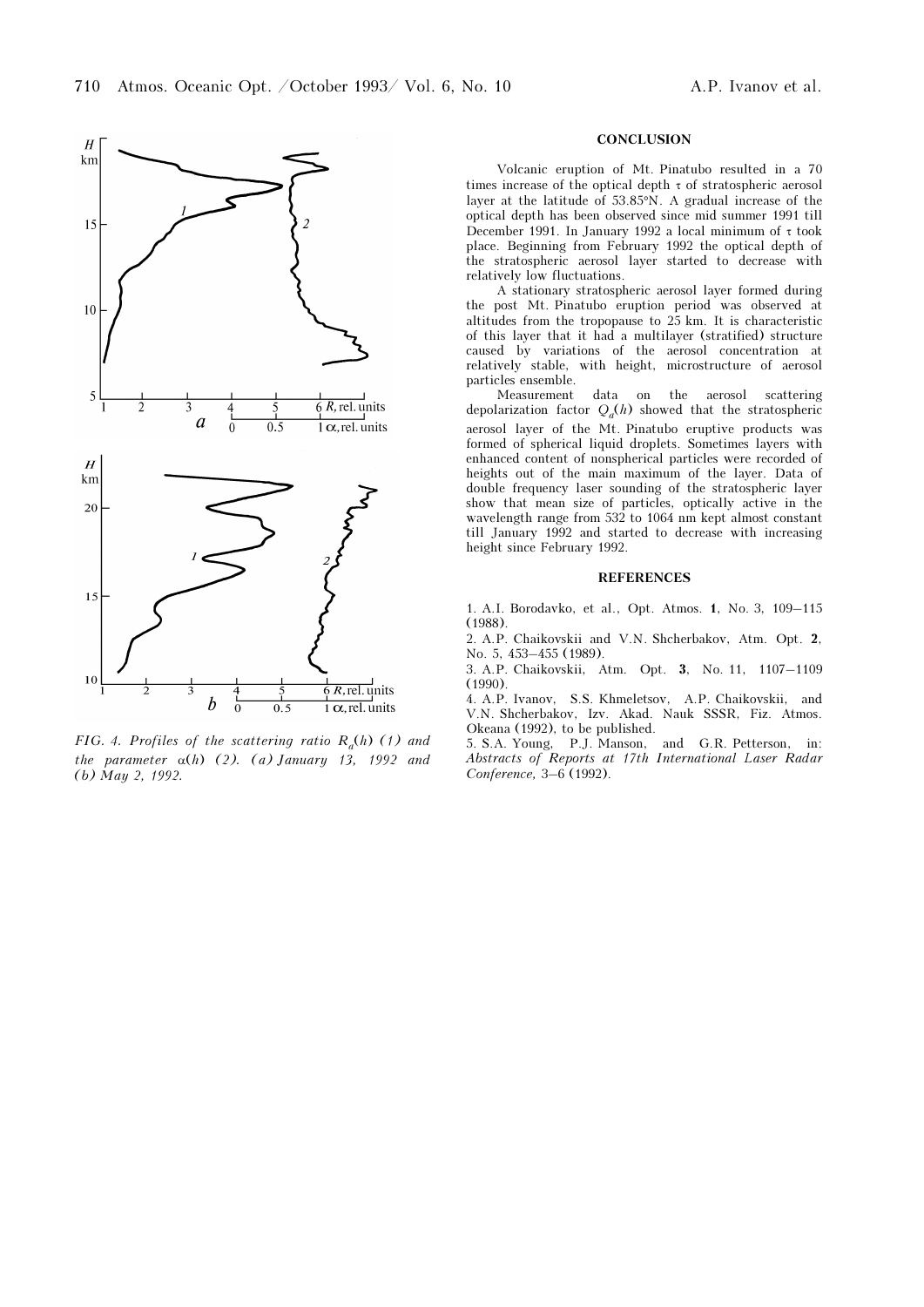H
km

15

10

5

1 2 3 4 5 6 R, rel. units

a 0 0.5 1 α, rel. units

1

2

H
km

20

15

10

1 2 3 4 5 6 R, rel. units

b 0 0.5 1 α, rel. units

1

2

*FIG. 4. Profiles of the scattering ratio $R_a(h)$ (1) and the parameter $\alpha(h)$ (2). (a) January 13, 1992 and (b) May 2, 1992.*

## CONCLUSION

Volcanic eruption of Mt. Pinatubo resulted in a 70 times increase of the optical depth $\tau$ of stratospheric aerosol layer at the latitude of 53.85°N. A gradual increase of the optical depth has been observed since mid summer 1991 till December 1991. In January 1992 a local minimum of $\tau$ took place. Beginning from February 1992 the optical depth of the stratospheric aerosol layer started to decrease with relatively low fluctuations.

A stationary stratospheric aerosol layer formed during the post Mt. Pinatubo eruption period was observed at altitudes from the tropopause to 25 km. It is characteristic of this layer that it had a multilayer (stratified) structure caused by variations of the aerosol concentration at relatively stable, with height, microstructure of aerosol particles ensemble.

Measurement data on the aerosol scattering depolarization factor $Q_a(h)$ showed that the stratospheric aerosol layer of the Mt. Pinatubo eruptive products was formed of spherical liquid droplets. Sometimes layers with enhanced content of nonspherical particles were recorded of heights out of the main maximum of the layer. Data of double frequency laser sounding of the stratospheric layer show that mean size of particles, optically active in the wavelength range from 532 to 1064 nm kept almost constant till January 1992 and started to decrease with increasing height since February 1992.

## REFERENCES

1. A.I. Borodavko, et al., Opt. Atmos. **1**, No. 3, 109–115 (1988).
2. A.P. Chaikovskii and V.N. Shcherbakov, Atm. Opt. **2**, No. 5, 453–455 (1989).
3. A.P. Chaikovskii, Atm. Opt. **3**, No. 11, 1107–1109 (1990).
4. A.P. Ivanov, S.S. Khmeletsov, A.P. Chaikovskii, and V.N. Shcherbakov, Izv. Akad. Nauk SSSR, Fiz. Atmos. Okeana (1992), to be published.
5. S.A. Young, P.J. Manson, and G.R. Petterson, in: *Abstracts of Reports at 17th International Laser Radar Conference,* 3–6 (1992).